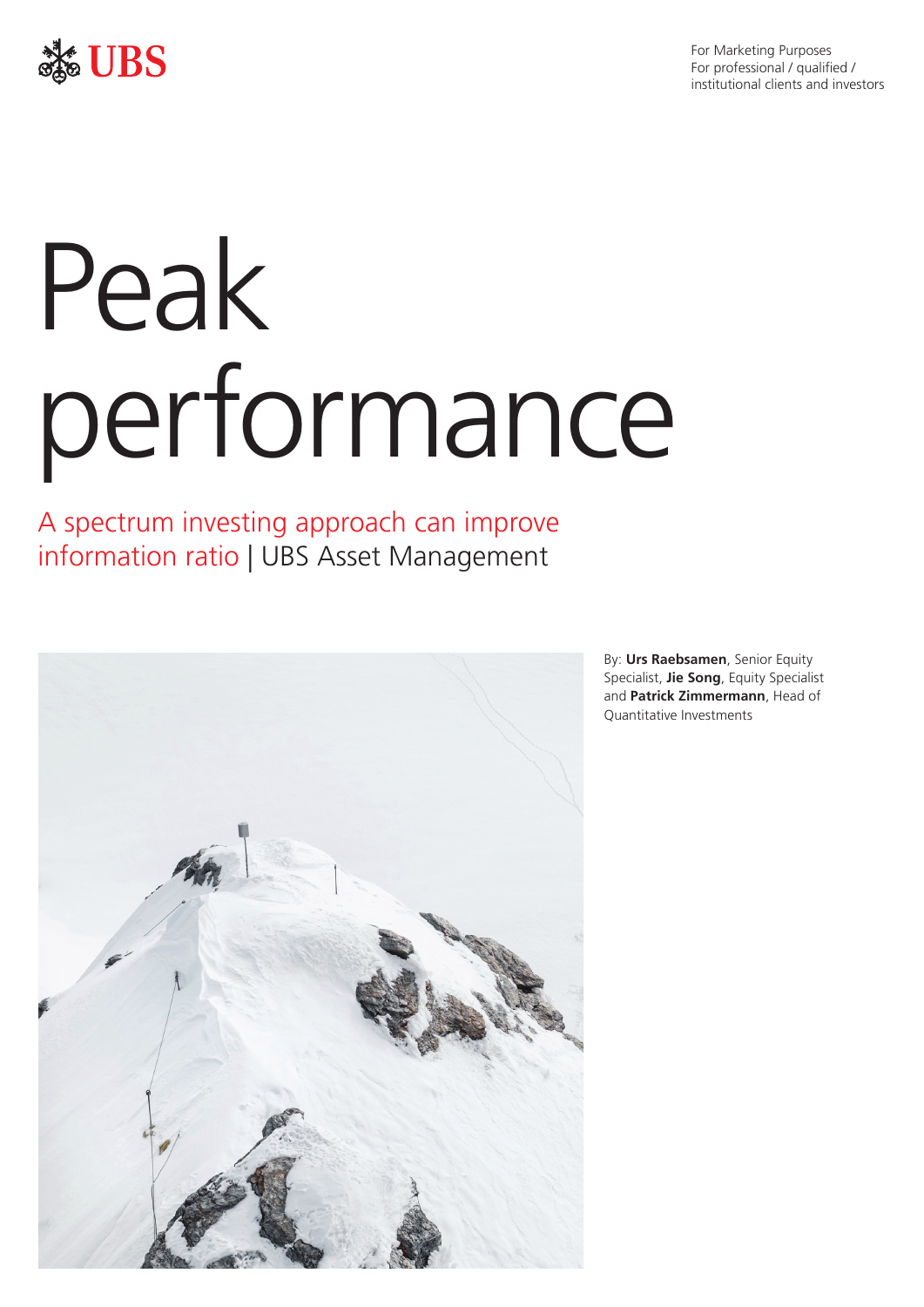For Marketing Purposes
For professional / qualified / institutional clients and investors

# Peak performance

## A spectrum investing approach can improve information ratio | UBS Asset Management

By: **Urs Raebsamen**, Senior Equity Specialist, **Jie Song**, Equity Specialist and **Patrick Zimmermann**, Head of Quantitative Investments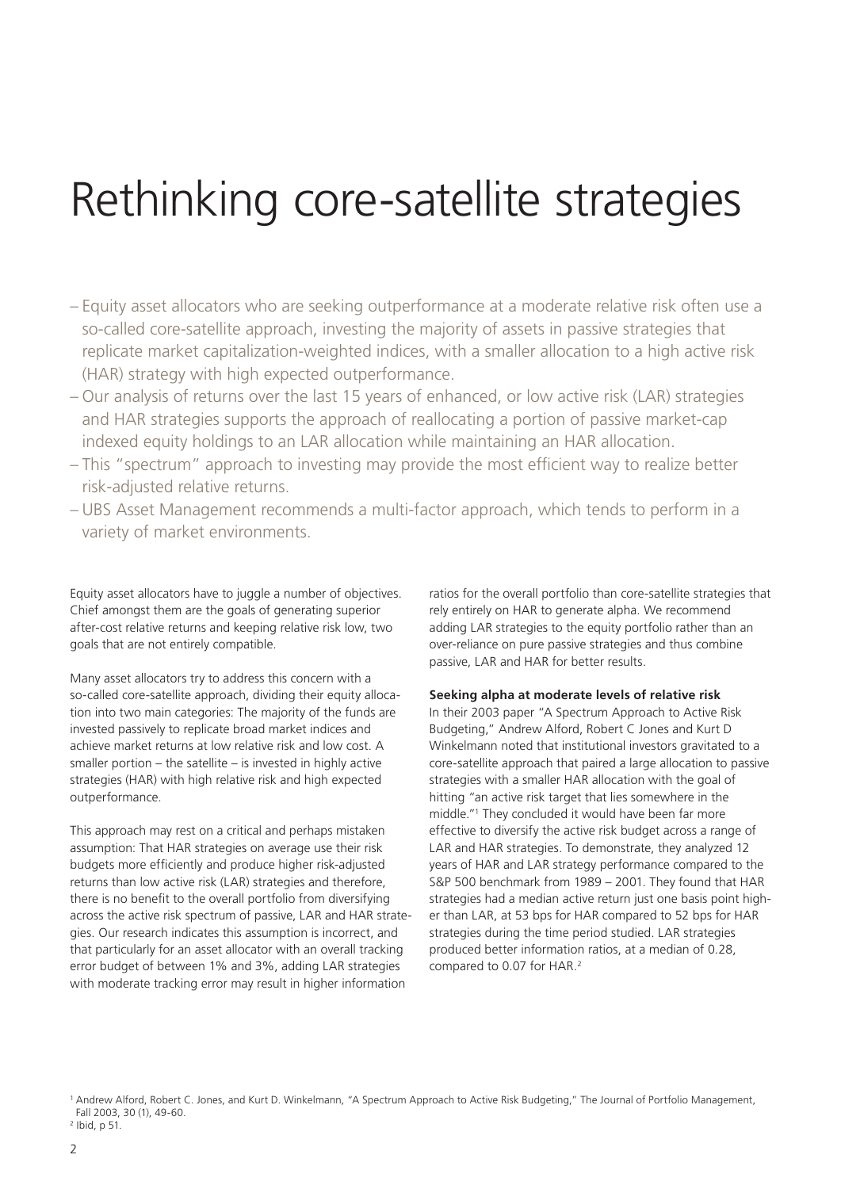# Rethinking core-satellite strategies

- Equity asset allocators who are seeking outperformance at a moderate relative risk often use a so-called core-satellite approach, investing the majority of assets in passive strategies that replicate market capitalization-weighted indices, with a smaller allocation to a high active risk (HAR) strategy with high expected outperformance.
- Our analysis of returns over the last 15 years of enhanced, or low active risk (LAR) strategies and HAR strategies supports the approach of reallocating a portion of passive market-cap indexed equity holdings to an LAR allocation while maintaining an HAR allocation.
- This "spectrum" approach to investing may provide the most efficient way to realize better risk-adjusted relative returns.
- UBS Asset Management recommends a multi-factor approach, which tends to perform in a variety of market environments.

Equity asset allocators have to juggle a number of objectives. Chief amongst them are the goals of generating superior after-cost relative returns and keeping relative risk low, two goals that are not entirely compatible.

Many asset allocators try to address this concern with a so-called core-satellite approach, dividing their equity allocation into two main categories: The majority of the funds are invested passively to replicate broad market indices and achieve market returns at low relative risk and low cost. A smaller portion – the satellite – is invested in highly active strategies (HAR) with high relative risk and high expected outperformance.

This approach may rest on a critical and perhaps mistaken assumption: That HAR strategies on average use their risk budgets more efficiently and produce higher risk-adjusted returns than low active risk (LAR) strategies and therefore, there is no benefit to the overall portfolio from diversifying across the active risk spectrum of passive, LAR and HAR strategies. Our research indicates this assumption is incorrect, and that particularly for an asset allocator with an overall tracking error budget of between 1% and 3%, adding LAR strategies with moderate tracking error may result in higher information ratios for the overall portfolio than core-satellite strategies that rely entirely on HAR to generate alpha. We recommend adding LAR strategies to the equity portfolio rather than an over-reliance on pure passive strategies and thus combine passive, LAR and HAR for better results.

**Seeking alpha at moderate levels of relative risk**

In their 2003 paper "A Spectrum Approach to Active Risk Budgeting," Andrew Alford, Robert C Jones and Kurt D Winkelmann noted that institutional investors gravitated to a core-satellite approach that paired a large allocation to passive strategies with a smaller HAR allocation with the goal of hitting "an active risk target that lies somewhere in the middle."[1] They concluded it would have been far more effective to diversify the active risk budget across a range of LAR and HAR strategies. To demonstrate, they analyzed 12 years of HAR and LAR strategy performance compared to the S&P 500 benchmark from 1989 – 2001. They found that HAR strategies had a median active return just one basis point higher than LAR, at 53 bps for HAR compared to 52 bps for HAR strategies during the time period studied. LAR strategies produced better information ratios, at a median of 0.28, compared to 0.07 for HAR.[2]

[1] Andrew Alford, Robert C. Jones, and Kurt D. Winkelmann, "A Spectrum Approach to Active Risk Budgeting," The Journal of Portfolio Management, Fall 2003, 30 (1), 49-60.

[2] Ibid, p 51.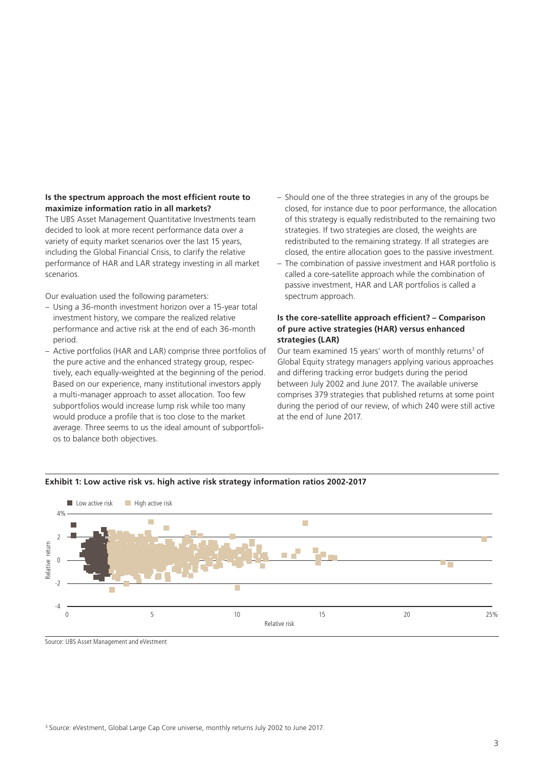### Is the spectrum approach the most efficient route to maximize information ratio in all markets?

The UBS Asset Management Quantitative Investments team decided to look at more recent performance data over a variety of equity market scenarios over the last 15 years, including the Global Financial Crisis, to clarify the relative performance of HAR and LAR strategy investing in all market scenarios.

Our evaluation used the following parameters:

- Using a 36-month investment horizon over a 15-year total investment history, we compare the realized relative performance and active risk at the end of each 36-month period.
- Active portfolios (HAR and LAR) comprise three portfolios of the pure active and the enhanced strategy group, respectively, each equally-weighted at the beginning of the period. Based on our experience, many institutional investors apply a multi-manager approach to asset allocation. Too few subportfolios would increase lump risk while too many would produce a profile that is too close to the market average. Three seems to us the ideal amount of subportfolios to balance both objectives.
- Should one of the three strategies in any of the groups be closed, for instance due to poor performance, the allocation of this strategy is equally redistributed to the remaining two strategies. If two strategies are closed, the weights are redistributed to the remaining strategy. If all strategies are closed, the entire allocation goes to the passive investment.
- The combination of passive investment and HAR portfolio is called a core-satellite approach while the combination of passive investment, HAR and LAR portfolios is called a spectrum approach.

### Is the core-satellite approach efficient? – Comparison of pure active strategies (HAR) versus enhanced strategies (LAR)

Our team examined 15 years' worth of monthly returns[3] of Global Equity strategy managers applying various approaches and differing tracking error budgets during the period between July 2002 and June 2017. The available universe comprises 379 strategies that published returns at some point during the period of our review, of which 240 were still active at the end of June 2017.

**Exhibit 1: Low active risk vs. high active risk strategy information ratios 2002-2017**

Source: UBS Asset Management and eVestment

[3] Source: eVestment, Global Large Cap Core universe, monthly returns July 2002 to June 2017.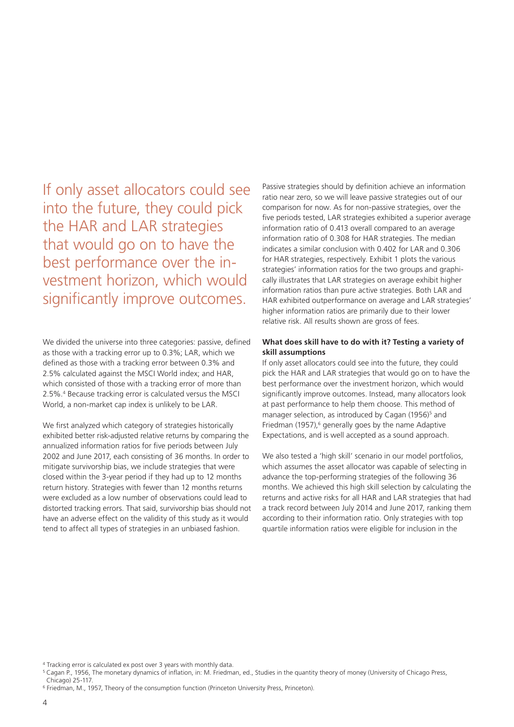If only asset allocators could see into the future, they could pick the HAR and LAR strategies that would go on to have the best performance over the investment horizon, which would significantly improve outcomes.

We divided the universe into three categories: passive, defined as those with a tracking error up to 0.3%; LAR, which we defined as those with a tracking error between 0.3% and 2.5% calculated against the MSCI World index; and HAR, which consisted of those with a tracking error of more than 2.5%.[4] Because tracking error is calculated versus the MSCI World, a non-market cap index is unlikely to be LAR.

We first analyzed which category of strategies historically exhibited better risk-adjusted relative returns by comparing the annualized information ratios for five periods between July 2002 and June 2017, each consisting of 36 months. In order to mitigate survivorship bias, we include strategies that were closed within the 3-year period if they had up to 12 months return history. Strategies with fewer than 12 months returns were excluded as a low number of observations could lead to distorted tracking errors. That said, survivorship bias should not have an adverse effect on the validity of this study as it would tend to affect all types of strategies in an unbiased fashion.

Passive strategies should by definition achieve an information ratio near zero, so we will leave passive strategies out of our comparison for now. As for non-passive strategies, over the five periods tested, LAR strategies exhibited a superior average information ratio of 0.413 overall compared to an average information ratio of 0.308 for HAR strategies. The median indicates a similar conclusion with 0.402 for LAR and 0.306 for HAR strategies, respectively. Exhibit 1 plots the various strategies' information ratios for the two groups and graphically illustrates that LAR strategies on average exhibit higher information ratios than pure active strategies. Both LAR and HAR exhibited outperformance on average and LAR strategies' higher information ratios are primarily due to their lower relative risk. All results shown are gross of fees.

**What does skill have to do with it? Testing a variety of skill assumptions**

If only asset allocators could see into the future, they could pick the HAR and LAR strategies that would go on to have the best performance over the investment horizon, which would significantly improve outcomes. Instead, many allocators look at past performance to help them choose. This method of manager selection, as introduced by Cagan (1956)[5] and Friedman (1957),[6] generally goes by the name Adaptive Expectations, and is well accepted as a sound approach.

We also tested a 'high skill' scenario in our model portfolios, which assumes the asset allocator was capable of selecting in advance the top-performing strategies of the following 36 months. We achieved this high skill selection by calculating the returns and active risks for all HAR and LAR strategies that had a track record between July 2014 and June 2017, ranking them according to their information ratio. Only strategies with top quartile information ratios were eligible for inclusion in the

[4] Tracking error is calculated ex post over 3 years with monthly data.

[5] Cagan P., 1956, The monetary dynamics of inflation, in: M. Friedman, ed., Studies in the quantity theory of money (University of Chicago Press, Chicago) 25-117.

[6] Friedman, M., 1957, Theory of the consumption function (Princeton University Press, Princeton).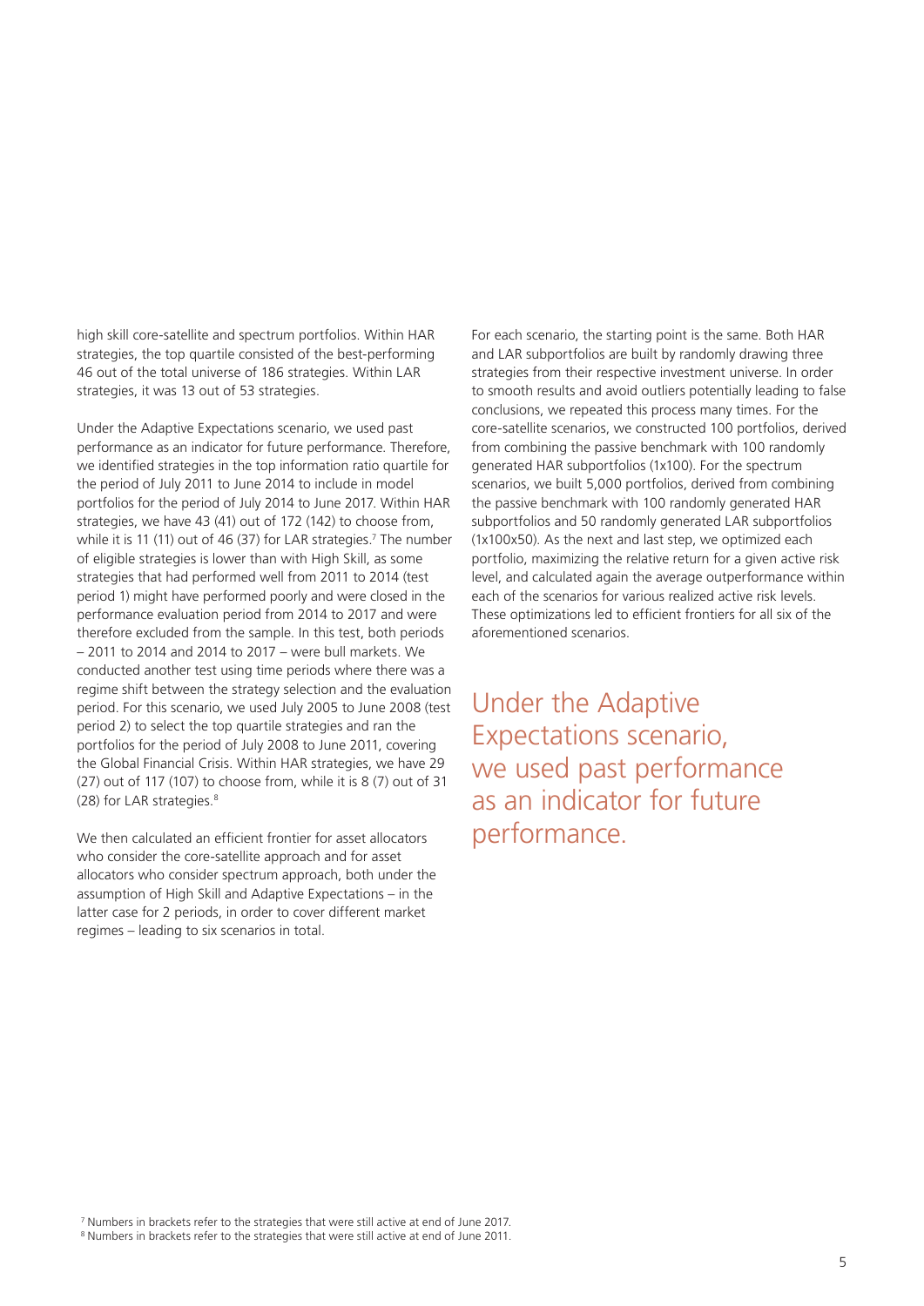high skill core-satellite and spectrum portfolios. Within HAR strategies, the top quartile consisted of the best-performing 46 out of the total universe of 186 strategies. Within LAR strategies, it was 13 out of 53 strategies.

Under the Adaptive Expectations scenario, we used past performance as an indicator for future performance. Therefore, we identified strategies in the top information ratio quartile for the period of July 2011 to June 2014 to include in model portfolios for the period of July 2014 to June 2017. Within HAR strategies, we have 43 (41) out of 172 (142) to choose from, while it is 11 (11) out of 46 (37) for LAR strategies.[7] The number of eligible strategies is lower than with High Skill, as some strategies that had performed well from 2011 to 2014 (test period 1) might have performed poorly and were closed in the performance evaluation period from 2014 to 2017 and were therefore excluded from the sample. In this test, both periods – 2011 to 2014 and 2014 to 2017 – were bull markets. We conducted another test using time periods where there was a regime shift between the strategy selection and the evaluation period. For this scenario, we used July 2005 to June 2008 (test period 2) to select the top quartile strategies and ran the portfolios for the period of July 2008 to June 2011, covering the Global Financial Crisis. Within HAR strategies, we have 29 (27) out of 117 (107) to choose from, while it is 8 (7) out of 31 (28) for LAR strategies.[8]

We then calculated an efficient frontier for asset allocators who consider the core-satellite approach and for asset allocators who consider spectrum approach, both under the assumption of High Skill and Adaptive Expectations – in the latter case for 2 periods, in order to cover different market regimes – leading to six scenarios in total.

For each scenario, the starting point is the same. Both HAR and LAR subportfolios are built by randomly drawing three strategies from their respective investment universe. In order to smooth results and avoid outliers potentially leading to false conclusions, we repeated this process many times. For the core-satellite scenarios, we constructed 100 portfolios, derived from combining the passive benchmark with 100 randomly generated HAR subportfolios (1x100). For the spectrum scenarios, we built 5,000 portfolios, derived from combining the passive benchmark with 100 randomly generated HAR subportfolios and 50 randomly generated LAR subportfolios (1x100x50). As the next and last step, we optimized each portfolio, maximizing the relative return for a given active risk level, and calculated again the average outperformance within each of the scenarios for various realized active risk levels. These optimizations led to efficient frontiers for all six of the aforementioned scenarios.

Under the Adaptive Expectations scenario, we used past performance as an indicator for future performance.

[7] Numbers in brackets refer to the strategies that were still active at end of June 2017.
[8] Numbers in brackets refer to the strategies that were still active at end of June 2011.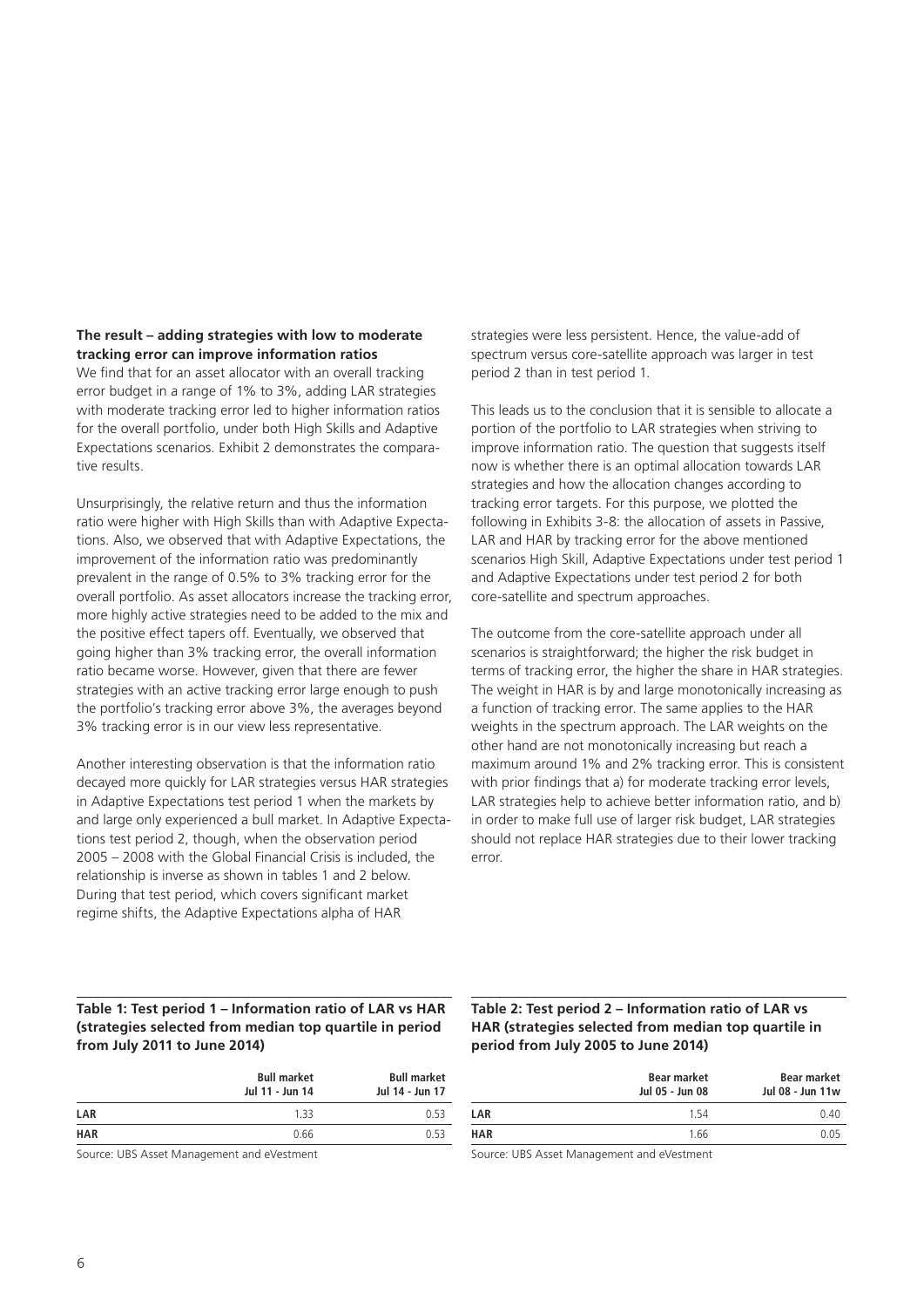### The result – adding strategies with low to moderate tracking error can improve information ratios

We find that for an asset allocator with an overall tracking error budget in a range of 1% to 3%, adding LAR strategies with moderate tracking error led to higher information ratios for the overall portfolio, under both High Skills and Adaptive Expectations scenarios. Exhibit 2 demonstrates the comparative results.

Unsurprisingly, the relative return and thus the information ratio were higher with High Skills than with Adaptive Expectations. Also, we observed that with Adaptive Expectations, the improvement of the information ratio was predominantly prevalent in the range of 0.5% to 3% tracking error for the overall portfolio. As asset allocators increase the tracking error, more highly active strategies need to be added to the mix and the positive effect tapers off. Eventually, we observed that going higher than 3% tracking error, the overall information ratio became worse. However, given that there are fewer strategies with an active tracking error large enough to push the portfolio's tracking error above 3%, the averages beyond 3% tracking error is in our view less representative.

Another interesting observation is that the information ratio decayed more quickly for LAR strategies versus HAR strategies in Adaptive Expectations test period 1 when the markets by and large only experienced a bull market. In Adaptive Expectations test period 2, though, when the observation period 2005 – 2008 with the Global Financial Crisis is included, the relationship is inverse as shown in tables 1 and 2 below. During that test period, which covers significant market regime shifts, the Adaptive Expectations alpha of HAR strategies were less persistent. Hence, the value-add of spectrum versus core-satellite approach was larger in test period 2 than in test period 1.

This leads us to the conclusion that it is sensible to allocate a portion of the portfolio to LAR strategies when striving to improve information ratio. The question that suggests itself now is whether there is an optimal allocation towards LAR strategies and how the allocation changes according to tracking error targets. For this purpose, we plotted the following in Exhibits 3-8: the allocation of assets in Passive, LAR and HAR by tracking error for the above mentioned scenarios High Skill, Adaptive Expectations under test period 1 and Adaptive Expectations under test period 2 for both core-satellite and spectrum approaches.

The outcome from the core-satellite approach under all scenarios is straightforward; the higher the risk budget in terms of tracking error, the higher the share in HAR strategies. The weight in HAR is by and large monotonically increasing as a function of tracking error. The same applies to the HAR weights in the spectrum approach. The LAR weights on the other hand are not monotonically increasing but reach a maximum around 1% and 2% tracking error. This is consistent with prior findings that a) for moderate tracking error levels, LAR strategies help to achieve better information ratio, and b) in order to make full use of larger risk budget, LAR strategies should not replace HAR strategies due to their lower tracking error.

**Table 1: Test period 1 – Information ratio of LAR vs HAR (strategies selected from median top quartile in period from July 2011 to June 2014)**

| | Bull market Jul 11 - Jun 14 | Bull market Jul 14 - Jun 17 |
|---|---|---|
| **LAR** | 1.33 | 0.53 |
| **HAR** | 0.66 | 0.53 |

Source: UBS Asset Management and eVestment

**Table 2: Test period 2 – Information ratio of LAR vs HAR (strategies selected from median top quartile in period from July 2005 to June 2014)**

| | Bear market Jul 05 - Jun 08 | Bear market Jul 08 - Jun 11w |
|---|---|---|
| **LAR** | 1.54 | 0.40 |
| **HAR** | 1.66 | 0.05 |

Source: UBS Asset Management and eVestment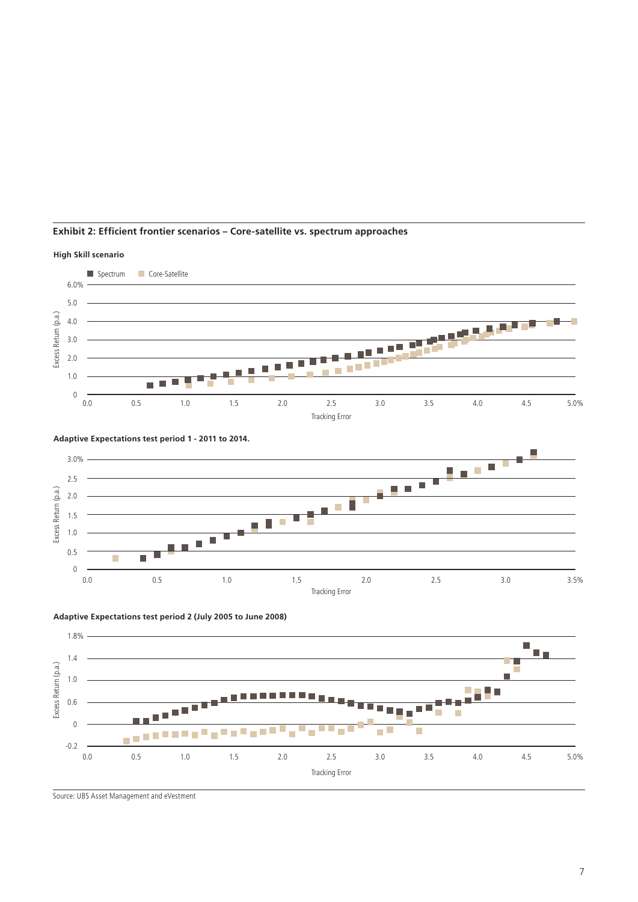**Exhibit 2: Efficient frontier scenarios – Core-satellite vs. spectrum approaches**

**High Skill scenario**

**Adaptive Expectations test period 1 - 2011 to 2014.**

**Adaptive Expectations test period 2 (July 2005 to June 2008)**

Source: UBS Asset Management and eVestment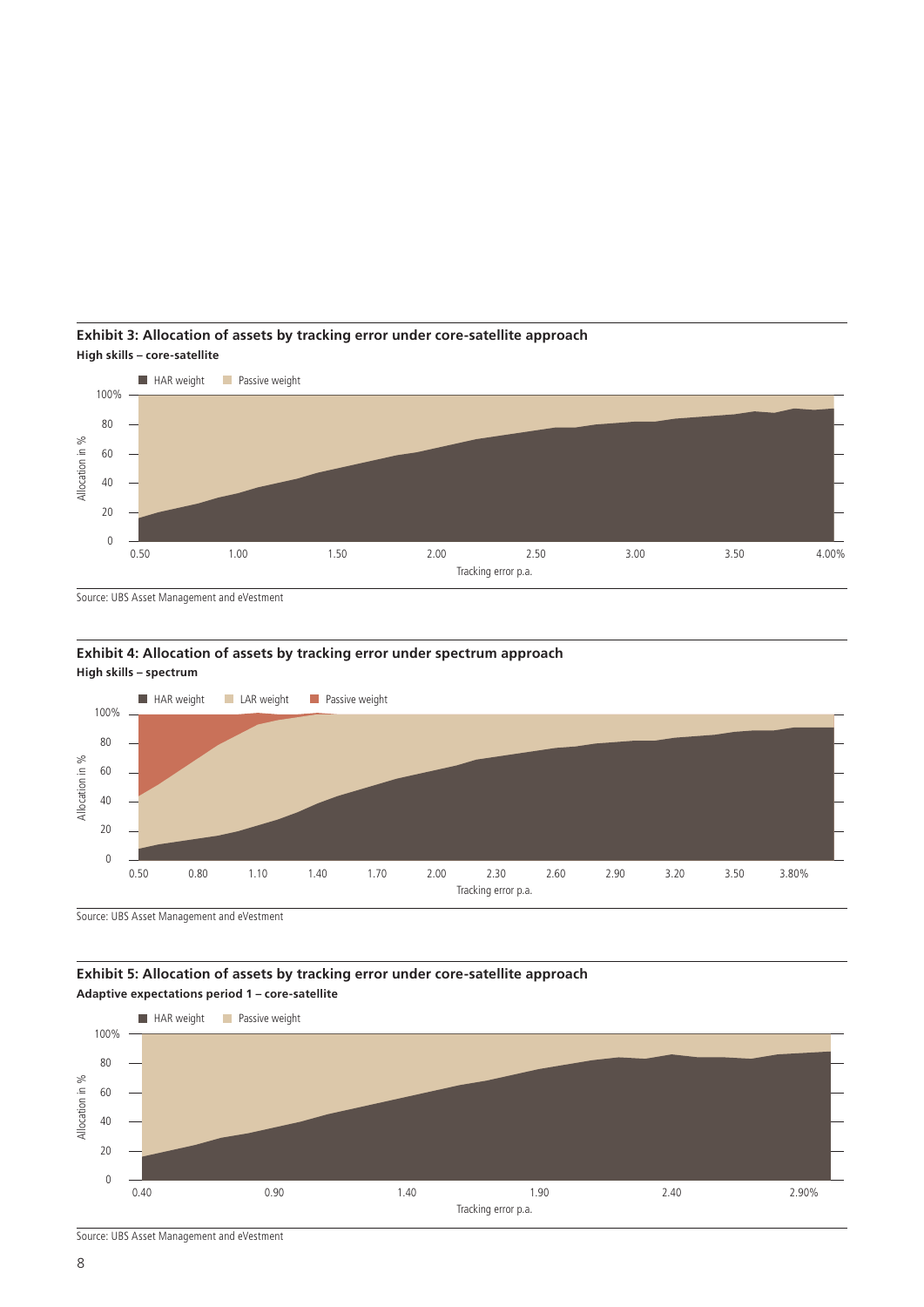**Exhibit 3: Allocation of assets by tracking error under core-satellite approach**

**High skills – core-satellite**

Source: UBS Asset Management and eVestment

**Exhibit 4: Allocation of assets by tracking error under spectrum approach**

**High skills – spectrum**

Source: UBS Asset Management and eVestment

**Exhibit 5: Allocation of assets by tracking error under core-satellite approach**

**Adaptive expectations period 1 – core-satellite**

Source: UBS Asset Management and eVestment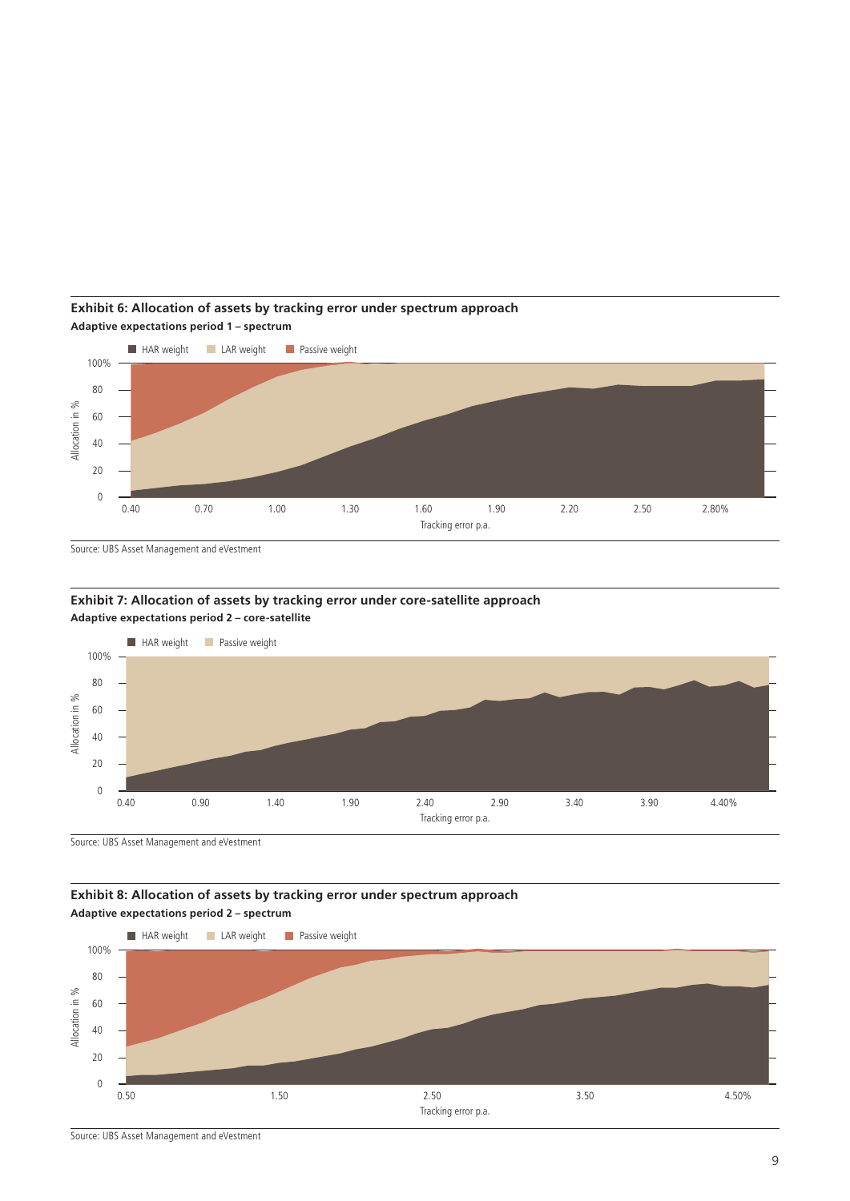**Exhibit 6: Allocation of assets by tracking error under spectrum approach**

**Adaptive expectations period 1 – spectrum**

HAR weight | LAR weight | Passive weight

Allocation in %: 0, 20, 40, 60, 80, 100%

Tracking error p.a.: 0.40, 0.70, 1.00, 1.30, 1.60, 1.90, 2.20, 2.50, 2.80%

Source: UBS Asset Management and eVestment

**Exhibit 7: Allocation of assets by tracking error under core-satellite approach**

**Adaptive expectations period 2 – core-satellite**

HAR weight | Passive weight

Allocation in %: 0, 20, 40, 60, 80, 100%

Tracking error p.a.: 0.40, 0.90, 1.40, 1.90, 2.40, 2.90, 3.40, 3.90, 4.40%

Source: UBS Asset Management and eVestment

**Exhibit 8: Allocation of assets by tracking error under spectrum approach**

**Adaptive expectations period 2 – spectrum**

HAR weight | LAR weight | Passive weight

Allocation in %: 0, 20, 40, 60, 80, 100%

Tracking error p.a.: 0.50, 1.50, 2.50, 3.50, 4.50%

Source: UBS Asset Management and eVestment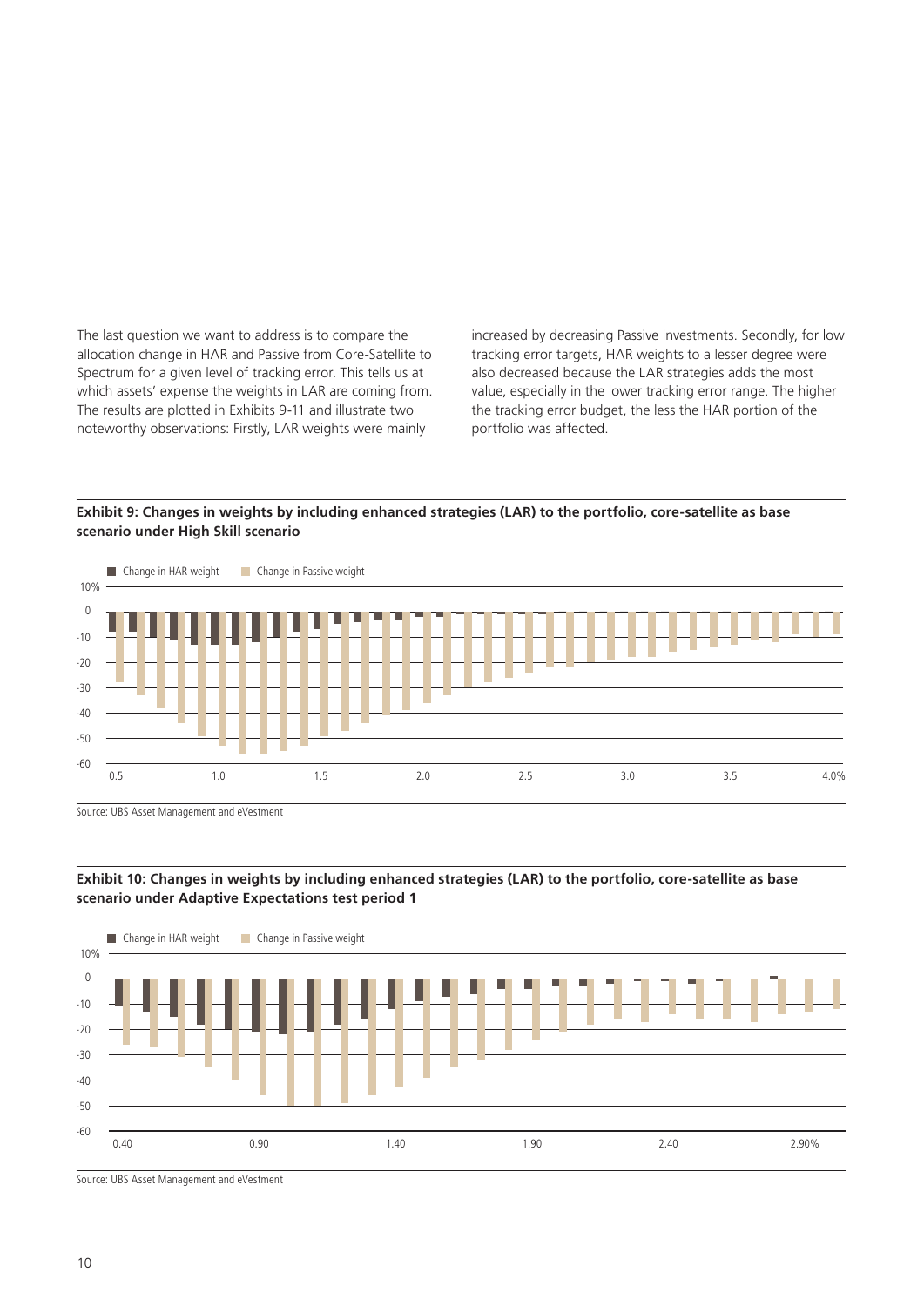The last question we want to address is to compare the allocation change in HAR and Passive from Core-Satellite to Spectrum for a given level of tracking error. This tells us at which assets' expense the weights in LAR are coming from. The results are plotted in Exhibits 9-11 and illustrate two noteworthy observations: Firstly, LAR weights were mainly increased by decreasing Passive investments. Secondly, for low tracking error targets, HAR weights to a lesser degree were also decreased because the LAR strategies adds the most value, especially in the lower tracking error range. The higher the tracking error budget, the less the HAR portion of the portfolio was affected.

**Exhibit 9: Changes in weights by including enhanced strategies (LAR) to the portfolio, core-satellite as base scenario under High Skill scenario**

Source: UBS Asset Management and eVestment

**Exhibit 10: Changes in weights by including enhanced strategies (LAR) to the portfolio, core-satellite as base scenario under Adaptive Expectations test period 1**

Source: UBS Asset Management and eVestment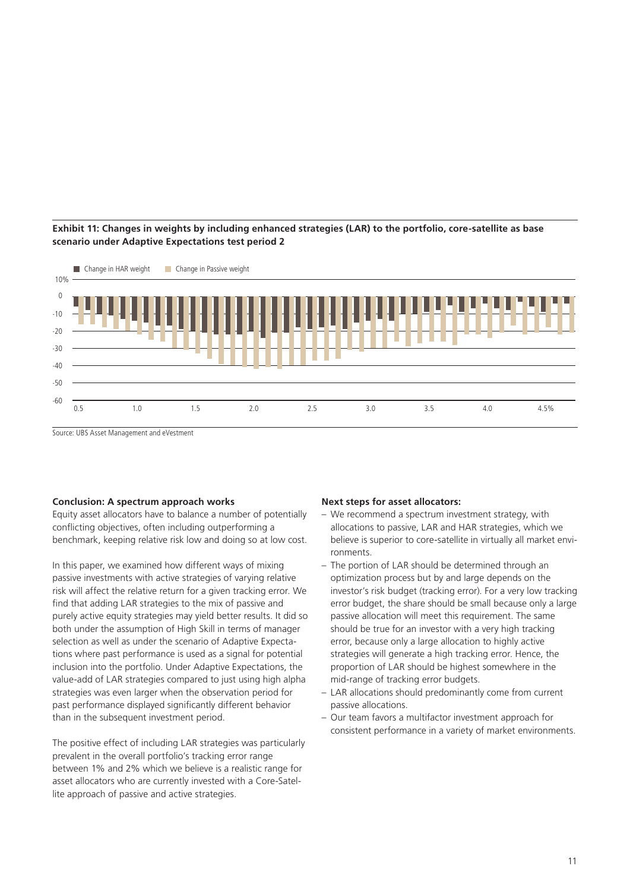**Exhibit 11: Changes in weights by including enhanced strategies (LAR) to the portfolio, core-satellite as base scenario under Adaptive Expectations test period 2**

Source: UBS Asset Management and eVestment

## Conclusion: A spectrum approach works

Equity asset allocators have to balance a number of potentially conflicting objectives, often including outperforming a benchmark, keeping relative risk low and doing so at low cost.

In this paper, we examined how different ways of mixing passive investments with active strategies of varying relative risk will affect the relative return for a given tracking error. We find that adding LAR strategies to the mix of passive and purely active equity strategies may yield better results. It did so both under the assumption of High Skill in terms of manager selection as well as under the scenario of Adaptive Expectations where past performance is used as a signal for potential inclusion into the portfolio. Under Adaptive Expectations, the value-add of LAR strategies compared to just using high alpha strategies was even larger when the observation period for past performance displayed significantly different behavior than in the subsequent investment period.

The positive effect of including LAR strategies was particularly prevalent in the overall portfolio's tracking error range between 1% and 2% which we believe is a realistic range for asset allocators who are currently invested with a Core-Satellite approach of passive and active strategies.

## Next steps for asset allocators:

- We recommend a spectrum investment strategy, with allocations to passive, LAR and HAR strategies, which we believe is superior to core-satellite in virtually all market environments.
- The portion of LAR should be determined through an optimization process but by and large depends on the investor's risk budget (tracking error). For a very low tracking error budget, the share should be small because only a large passive allocation will meet this requirement. The same should be true for an investor with a very high tracking error, because only a large allocation to highly active strategies will generate a high tracking error. Hence, the proportion of LAR should be highest somewhere in the mid-range of tracking error budgets.
- LAR allocations should predominantly come from current passive allocations.
- Our team favors a multifactor investment approach for consistent performance in a variety of market environments.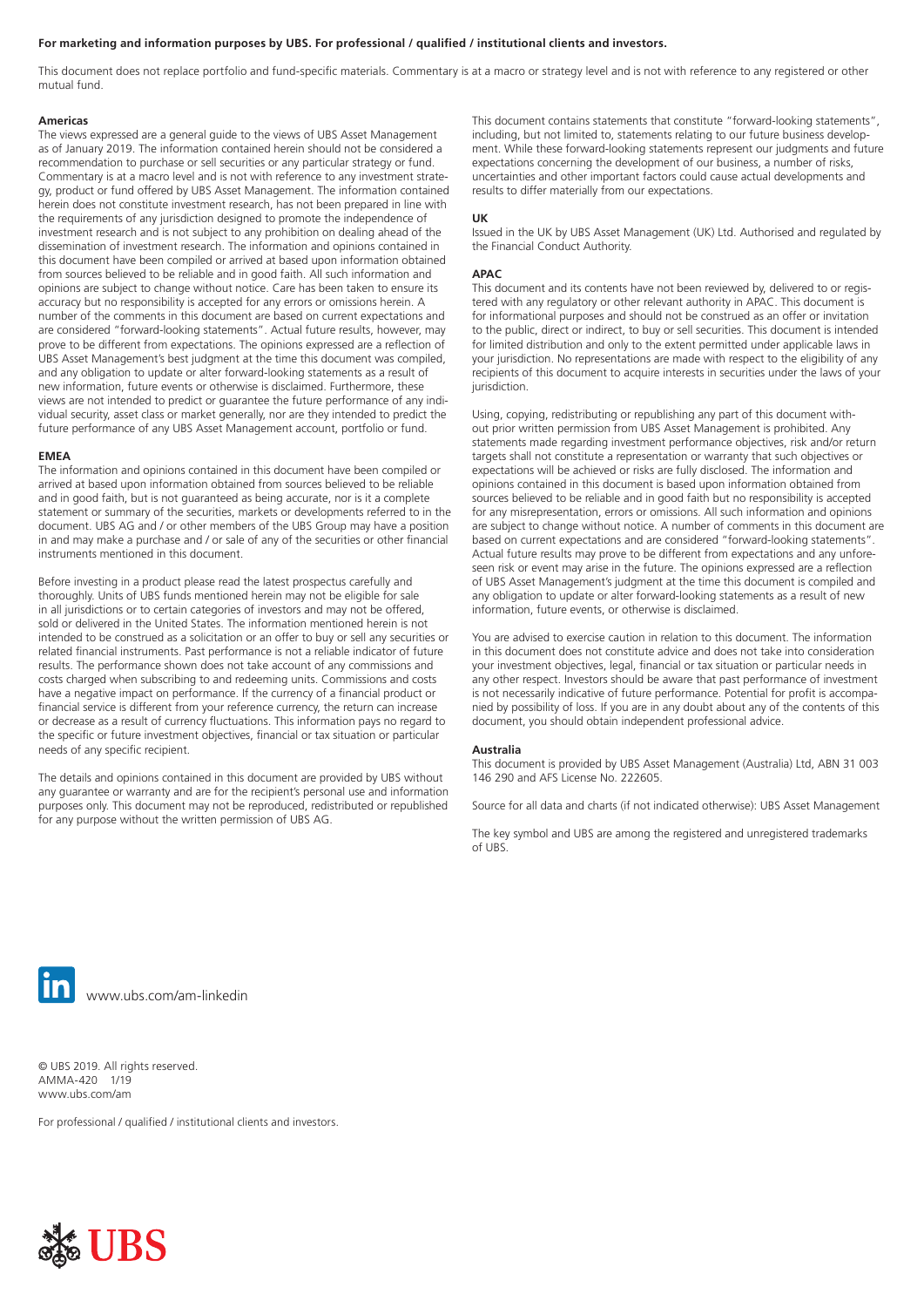**For marketing and information purposes by UBS. For professional / qualified / institutional clients and investors.**

This document does not replace portfolio and fund-specific materials. Commentary is at a macro or strategy level and is not with reference to any registered or other mutual fund.

**Americas**

The views expressed are a general guide to the views of UBS Asset Management as of January 2019. The information contained herein should not be considered a recommendation to purchase or sell securities or any particular strategy or fund. Commentary is at a macro level and is not with reference to any investment strategy, product or fund offered by UBS Asset Management. The information contained herein does not constitute investment research, has not been prepared in line with the requirements of any jurisdiction designed to promote the independence of investment research and is not subject to any prohibition on dealing ahead of the dissemination of investment research. The information and opinions contained in this document have been compiled or arrived at based upon information obtained from sources believed to be reliable and in good faith. All such information and opinions are subject to change without notice. Care has been taken to ensure its accuracy but no responsibility is accepted for any errors or omissions herein. A number of the comments in this document are based on current expectations and are considered "forward-looking statements". Actual future results, however, may prove to be different from expectations. The opinions expressed are a reflection of UBS Asset Management's best judgment at the time this document was compiled, and any obligation to update or alter forward-looking statements as a result of new information, future events or otherwise is disclaimed. Furthermore, these views are not intended to predict or guarantee the future performance of any individual security, asset class or market generally, nor are they intended to predict the future performance of any UBS Asset Management account, portfolio or fund.

**EMEA**

The information and opinions contained in this document have been compiled or arrived at based upon information obtained from sources believed to be reliable and in good faith, but is not guaranteed as being accurate, nor is it a complete statement or summary of the securities, markets or developments referred to in the document. UBS AG and / or other members of the UBS Group may have a position in and may make a purchase and / or sale of any of the securities or other financial instruments mentioned in this document.

Before investing in a product please read the latest prospectus carefully and thoroughly. Units of UBS funds mentioned herein may not be eligible for sale in all jurisdictions or to certain categories of investors and may not be offered, sold or delivered in the United States. The information mentioned herein is not intended to be construed as a solicitation or an offer to buy or sell any securities or related financial instruments. Past performance is not a reliable indicator of future results. The performance shown does not take account of any commissions and costs charged when subscribing to and redeeming units. Commissions and costs have a negative impact on performance. If the currency of a financial product or financial service is different from your reference currency, the return can increase or decrease as a result of currency fluctuations. This information pays no regard to the specific or future investment objectives, financial or tax situation or particular needs of any specific recipient.

The details and opinions contained in this document are provided by UBS without any guarantee or warranty and are for the recipient's personal use and information purposes only. This document may not be reproduced, redistributed or republished for any purpose without the written permission of UBS AG.

This document contains statements that constitute "forward-looking statements", including, but not limited to, statements relating to our future business development. While these forward-looking statements represent our judgments and future expectations concerning the development of our business, a number of risks, uncertainties and other important factors could cause actual developments and results to differ materially from our expectations.

**UK**

Issued in the UK by UBS Asset Management (UK) Ltd. Authorised and regulated by the Financial Conduct Authority.

**APAC**

This document and its contents have not been reviewed by, delivered to or registered with any regulatory or other relevant authority in APAC. This document is for informational purposes and should not be construed as an offer or invitation to the public, direct or indirect, to buy or sell securities. This document is intended for limited distribution and only to the extent permitted under applicable laws in your jurisdiction. No representations are made with respect to the eligibility of any recipients of this document to acquire interests in securities under the laws of your jurisdiction.

Using, copying, redistributing or republishing any part of this document without prior written permission from UBS Asset Management is prohibited. Any statements made regarding investment performance objectives, risk and/or return targets shall not constitute a representation or warranty that such objectives or expectations will be achieved or risks are fully disclosed. The information and opinions contained in this document is based upon information obtained from sources believed to be reliable and in good faith but no responsibility is accepted for any misrepresentation, errors or omissions. All such information and opinions are subject to change without notice. A number of comments in this document are based on current expectations and are considered "forward-looking statements". Actual future results may prove to be different from expectations and any unforeseen risk or event may arise in the future. The opinions expressed are a reflection of UBS Asset Management's judgment at the time this document is compiled and any obligation to update or alter forward-looking statements as a result of new information, future events, or otherwise is disclaimed.

You are advised to exercise caution in relation to this document. The information in this document does not constitute advice and does not take into consideration your investment objectives, legal, financial or tax situation or particular needs in any other respect. Investors should be aware that past performance of investment is not necessarily indicative of future performance. Potential for profit is accompanied by possibility of loss. If you are in any doubt about any of the contents of this document, you should obtain independent professional advice.

**Australia**

This document is provided by UBS Asset Management (Australia) Ltd, ABN 31 003 146 290 and AFS License No. 222605.

Source for all data and charts (if not indicated otherwise): UBS Asset Management

The key symbol and UBS are among the registered and unregistered trademarks of UBS.

www.ubs.com/am-linkedin

© UBS 2019. All rights reserved.
AMMA-420 1/19
www.ubs.com/am

For professional / qualified / institutional clients and investors.

UBS